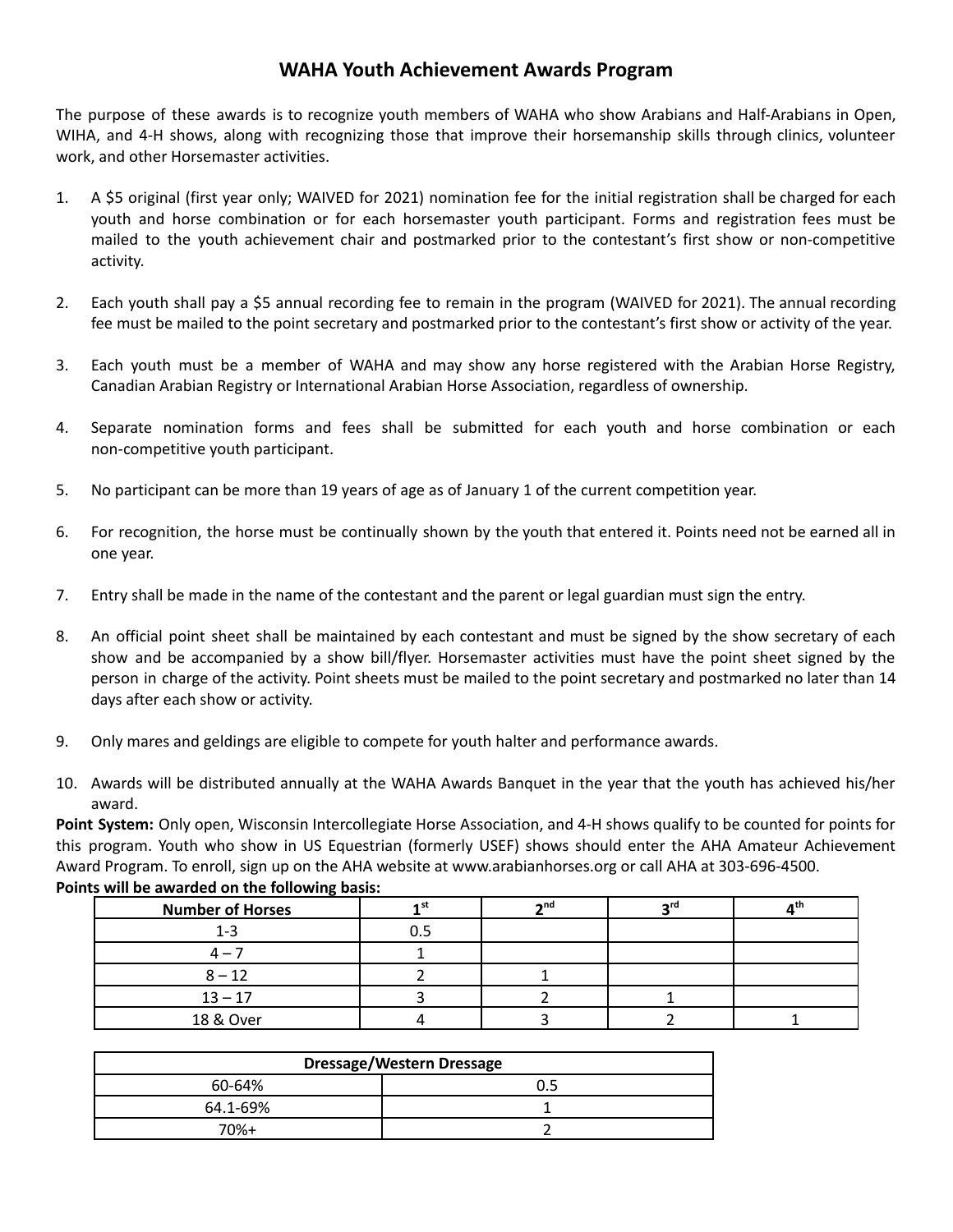# WAHA Youth Achievement Awards Program

The purpose of these awards is to recognize youth members of WAHA who show Arabians and Half-Arabians in Open, WIHA, and 4-H shows, along with recognizing those that improve their horsemanship skills through clinics, volunteer work, and other Horsemaster activities.

1. A $5 original (first year only; WAIVED for 2021) nomination fee for the initial registration shall be charged for each youth and horse combination or for each horsemaster youth participant. Forms and registration fees must be mailed to the youth achievement chair and postmarked prior to the contestant's first show or non-competitive activity.

2. Each youth shall pay a $5 annual recording fee to remain in the program (WAIVED for 2021). The annual recording fee must be mailed to the point secretary and postmarked prior to the contestant's first show or activity of the year.

3. Each youth must be a member of WAHA and may show any horse registered with the Arabian Horse Registry, Canadian Arabian Registry or International Arabian Horse Association, regardless of ownership.

4. Separate nomination forms and fees shall be submitted for each youth and horse combination or each non-competitive youth participant.

5. No participant can be more than 19 years of age as of January 1 of the current competition year.

6. For recognition, the horse must be continually shown by the youth that entered it. Points need not be earned all in one year.

7. Entry shall be made in the name of the contestant and the parent or legal guardian must sign the entry.

8. An official point sheet shall be maintained by each contestant and must be signed by the show secretary of each show and be accompanied by a show bill/flyer. Horsemaster activities must have the point sheet signed by the person in charge of the activity. Point sheets must be mailed to the point secretary and postmarked no later than 14 days after each show or activity.

9. Only mares and geldings are eligible to compete for youth halter and performance awards.

10. Awards will be distributed annually at the WAHA Awards Banquet in the year that the youth has achieved his/her award.

**Point System:** Only open, Wisconsin Intercollegiate Horse Association, and 4-H shows qualify to be counted for points for this program. Youth who show in US Equestrian (formerly USEF) shows should enter the AHA Amateur Achievement Award Program. To enroll, sign up on the AHA website at www.arabianhorses.org or call AHA at 303-696-4500.

**Points will be awarded on the following basis:**

| Number of Horses | 1st | 2nd | 3rd | 4th |
|---|---|---|---|---|
| 1-3 | 0.5 | | | |
| 4 – 7 | 1 | | | |
| 8 – 12 | 2 | 1 | | |
| 13 – 17 | 3 | 2 | 1 | |
| 18 & Over | 4 | 3 | 2 | 1 |

| Dressage/Western Dressage | |
|---|---|
| 60-64% | 0.5 |
| 64.1-69% | 1 |
| 70%+ | 2 |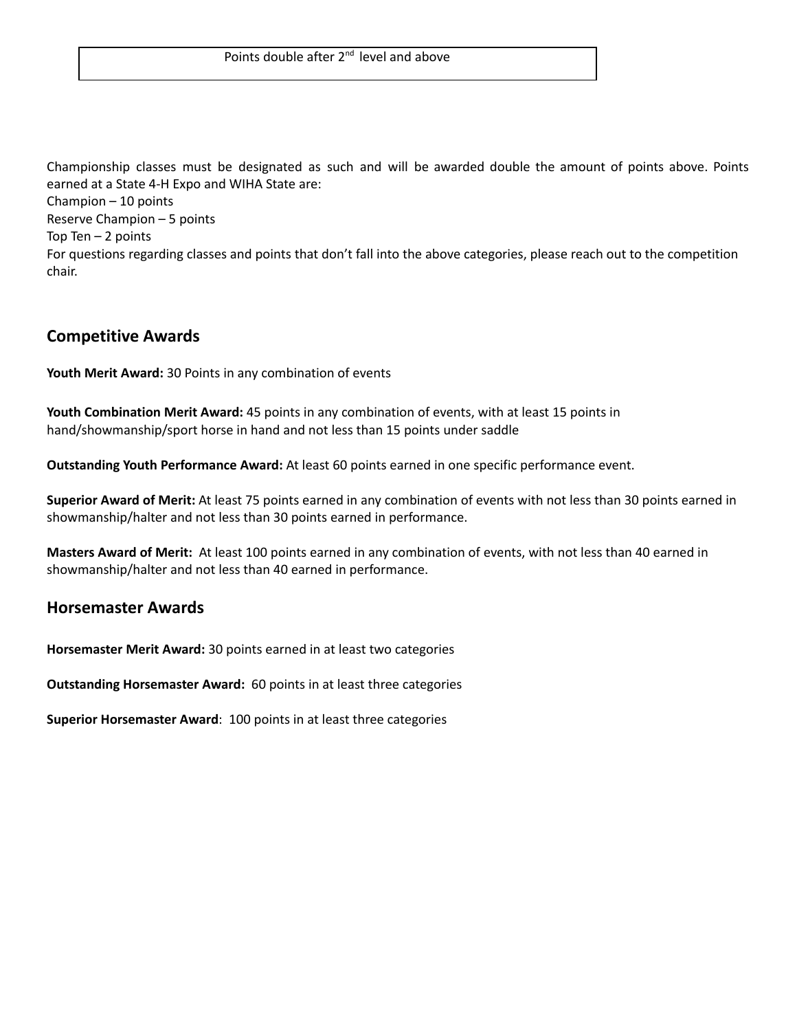| Points double after 2nd level and above |
|---|

Championship classes must be designated as such and will be awarded double the amount of points above. Points earned at a State 4-H Expo and WIHA State are:

Champion – 10 points

Reserve Champion – 5 points

Top Ten – 2 points

For questions regarding classes and points that don't fall into the above categories, please reach out to the competition chair.

## Competitive Awards

**Youth Merit Award:** 30 Points in any combination of events

**Youth Combination Merit Award:** 45 points in any combination of events, with at least 15 points in hand/showmanship/sport horse in hand and not less than 15 points under saddle

**Outstanding Youth Performance Award:** At least 60 points earned in one specific performance event.

**Superior Award of Merit:** At least 75 points earned in any combination of events with not less than 30 points earned in showmanship/halter and not less than 30 points earned in performance.

**Masters Award of Merit:** At least 100 points earned in any combination of events, with not less than 40 earned in showmanship/halter and not less than 40 earned in performance.

## Horsemaster Awards

**Horsemaster Merit Award:** 30 points earned in at least two categories

**Outstanding Horsemaster Award:** 60 points in at least three categories

**Superior Horsemaster Award**: 100 points in at least three categories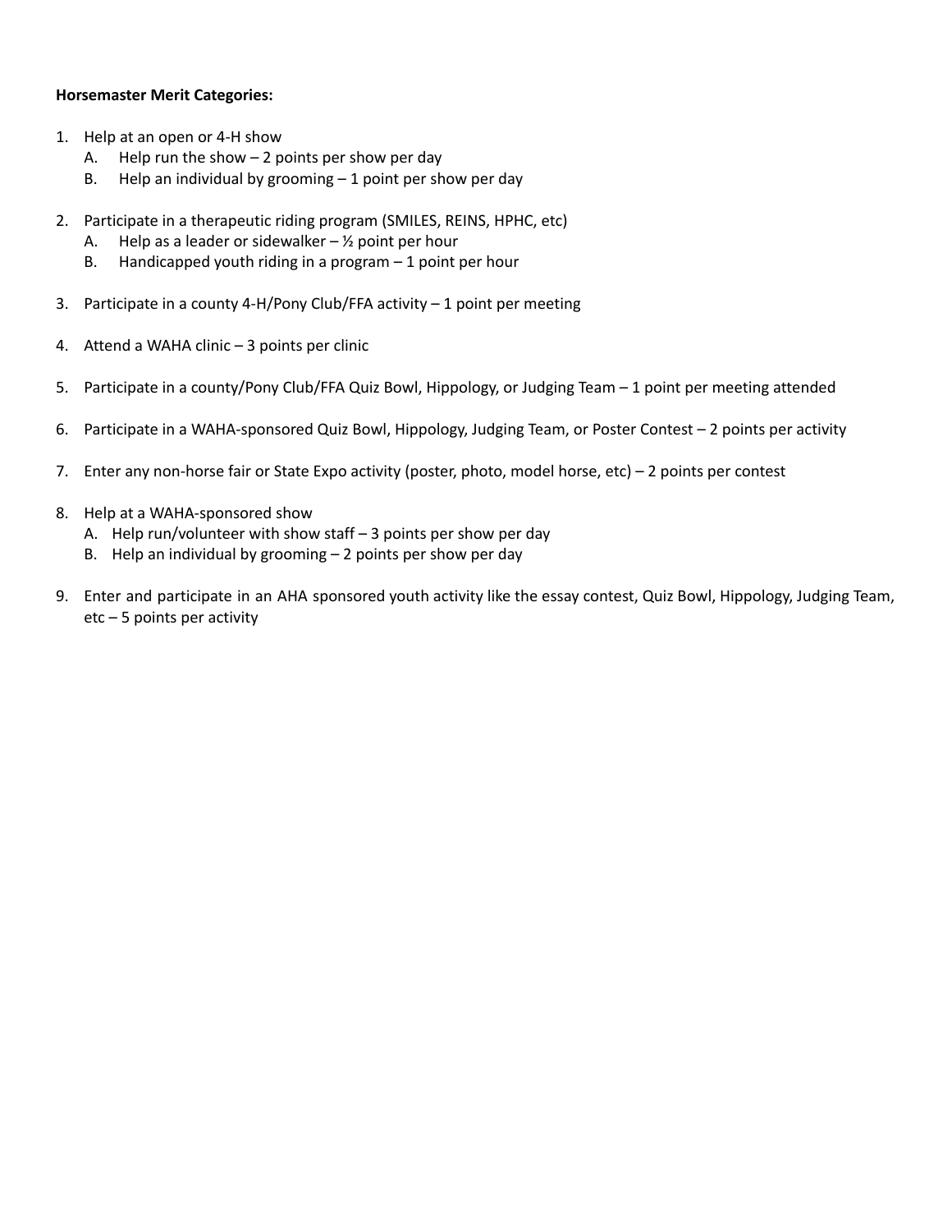**Horsemaster Merit Categories:**

1. Help at an open or 4-H show
   A. Help run the show – 2 points per show per day
   B. Help an individual by grooming – 1 point per show per day

2. Participate in a therapeutic riding program (SMILES, REINS, HPHC, etc)
   A. Help as a leader or sidewalker – ½ point per hour
   B. Handicapped youth riding in a program – 1 point per hour

3. Participate in a county 4-H/Pony Club/FFA activity – 1 point per meeting

4. Attend a WAHA clinic – 3 points per clinic

5. Participate in a county/Pony Club/FFA Quiz Bowl, Hippology, or Judging Team – 1 point per meeting attended

6. Participate in a WAHA-sponsored Quiz Bowl, Hippology, Judging Team, or Poster Contest – 2 points per activity

7. Enter any non-horse fair or State Expo activity (poster, photo, model horse, etc) – 2 points per contest

8. Help at a WAHA-sponsored show
   A. Help run/volunteer with show staff – 3 points per show per day
   B. Help an individual by grooming – 2 points per show per day

9. Enter and participate in an AHA sponsored youth activity like the essay contest, Quiz Bowl, Hippology, Judging Team, etc – 5 points per activity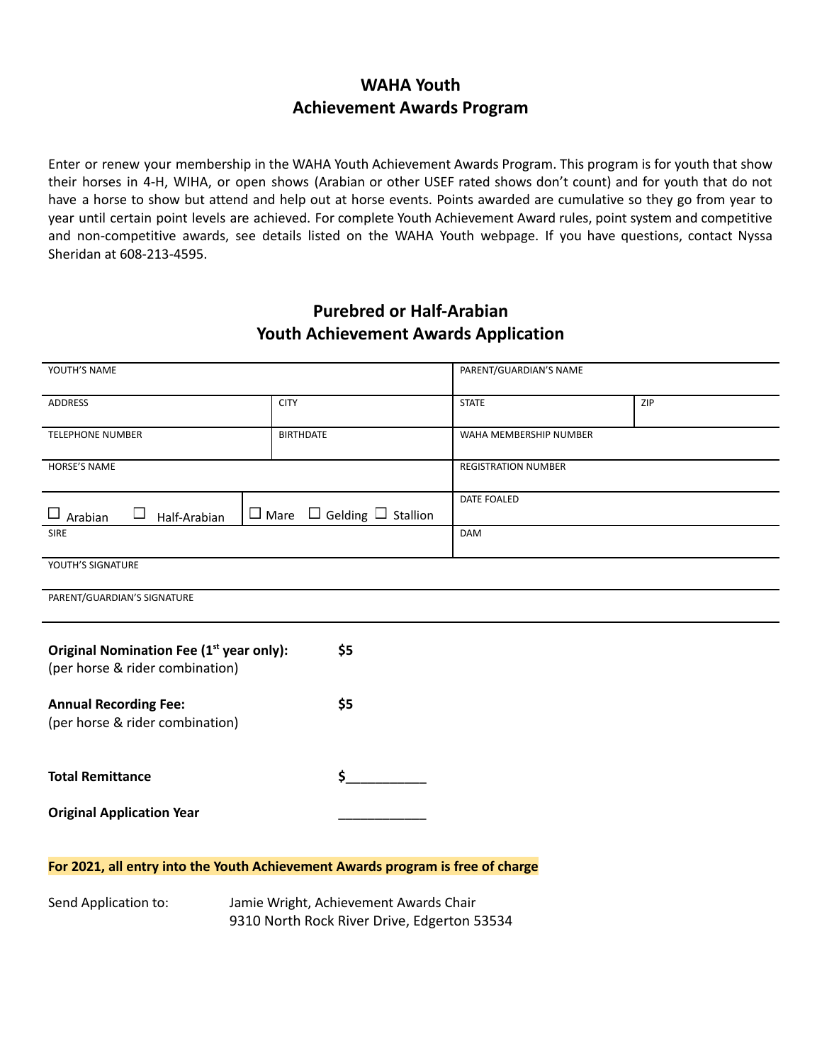# WAHA Youth
# Achievement Awards Program

Enter or renew your membership in the WAHA Youth Achievement Awards Program. This program is for youth that show their horses in 4-H, WIHA, or open shows (Arabian or other USEF rated shows don't count) and for youth that do not have a horse to show but attend and help out at horse events. Points awarded are cumulative so they go from year to year until certain point levels are achieved. For complete Youth Achievement Award rules, point system and competitive and non-competitive awards, see details listed on the WAHA Youth webpage. If you have questions, contact Nyssa Sheridan at 608-213-4595.

## Purebred or Half-Arabian
## Youth Achievement Awards Application

| | | | |
|---|---|---|---|
| YOUTH'S NAME | | PARENT/GUARDIAN'S NAME | |
| ADDRESS | CITY | STATE | ZIP |
| TELEPHONE NUMBER | BIRTHDATE | WAHA MEMBERSHIP NUMBER | |
| HORSE'S NAME | | REGISTRATION NUMBER | |
| ☐ Arabian ☐ Half-Arabian | ☐ Mare ☐ Gelding ☐ Stallion | DATE FOALED | |
| SIRE | | DAM | |
| YOUTH'S SIGNATURE | | | |
| PARENT/GUARDIAN'S SIGNATURE | | | |

**Original Nomination Fee (1st year only):** **$5**
(per horse & rider combination)

**Annual Recording Fee:** **$5**
(per horse & rider combination)

**Total Remittance** **$__________**

**Original Application Year** ____________

**For 2021, all entry into the Youth Achievement Awards program is free of charge**

Send Application to: Jamie Wright, Achievement Awards Chair
9310 North Rock River Drive, Edgerton 53534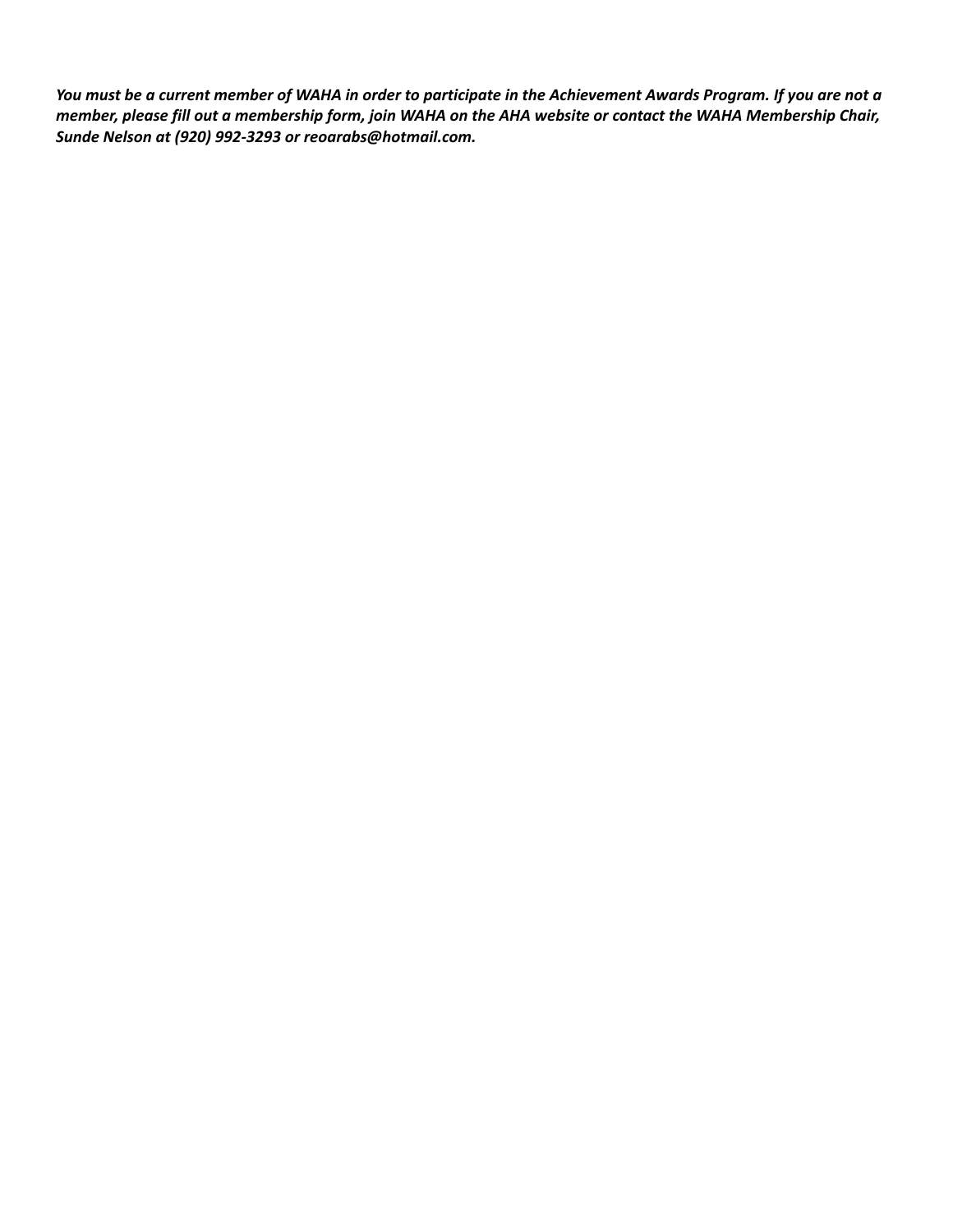***You must be a current member of WAHA in order to participate in the Achievement Awards Program. If you are not a member, please fill out a membership form, join WAHA on the AHA website or contact the WAHA Membership Chair, Sunde Nelson at (920) 992-3293 or reoarabs@hotmail.com.***